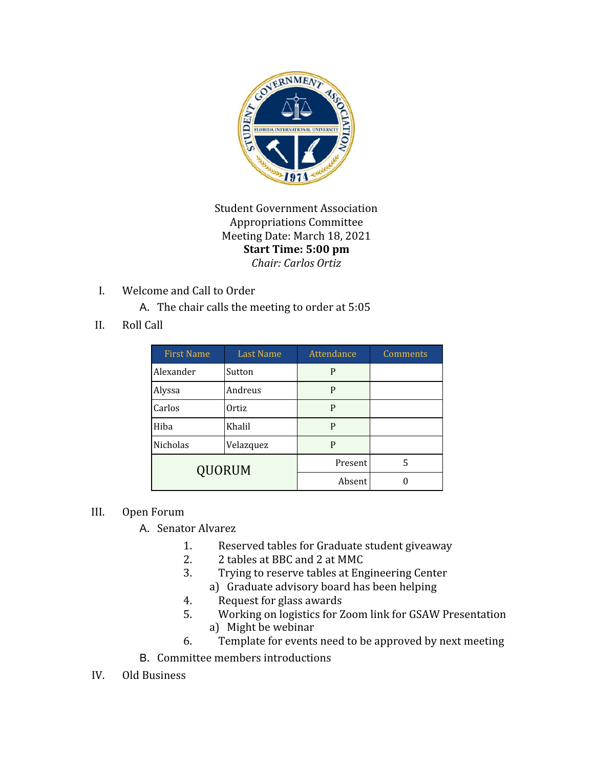Student Government Association
Appropriations Committee
Meeting Date: March 18, 2021
**Start Time: 5:00 pm**
*Chair: Carlos Ortiz*

I. Welcome and Call to Order
   A. The chair calls the meeting to order at 5:05

II. Roll Call

| First Name | Last Name | Attendance | Comments |
|---|---|---|---|
| Alexander | Sutton | P | |
| Alyssa | Andreus | P | |
| Carlos | Ortiz | P | |
| Hiba | Khalil | P | |
| Nicholas | Velazquez | P | |
| QUORUM | | Present | 5 |
| | | Absent | 0 |

III. Open Forum
   A. Senator Alvarez
      1. Reserved tables for Graduate student giveaway
      2. 2 tables at BBC and 2 at MMC
      3. Trying to reserve tables at Engineering Center
         a) Graduate advisory board has been helping
      4. Request for glass awards
      5. Working on logistics for Zoom link for GSAW Presentation
         a) Might be webinar
      6. Template for events need to be approved by next meeting
   B. Committee members introductions

IV. Old Business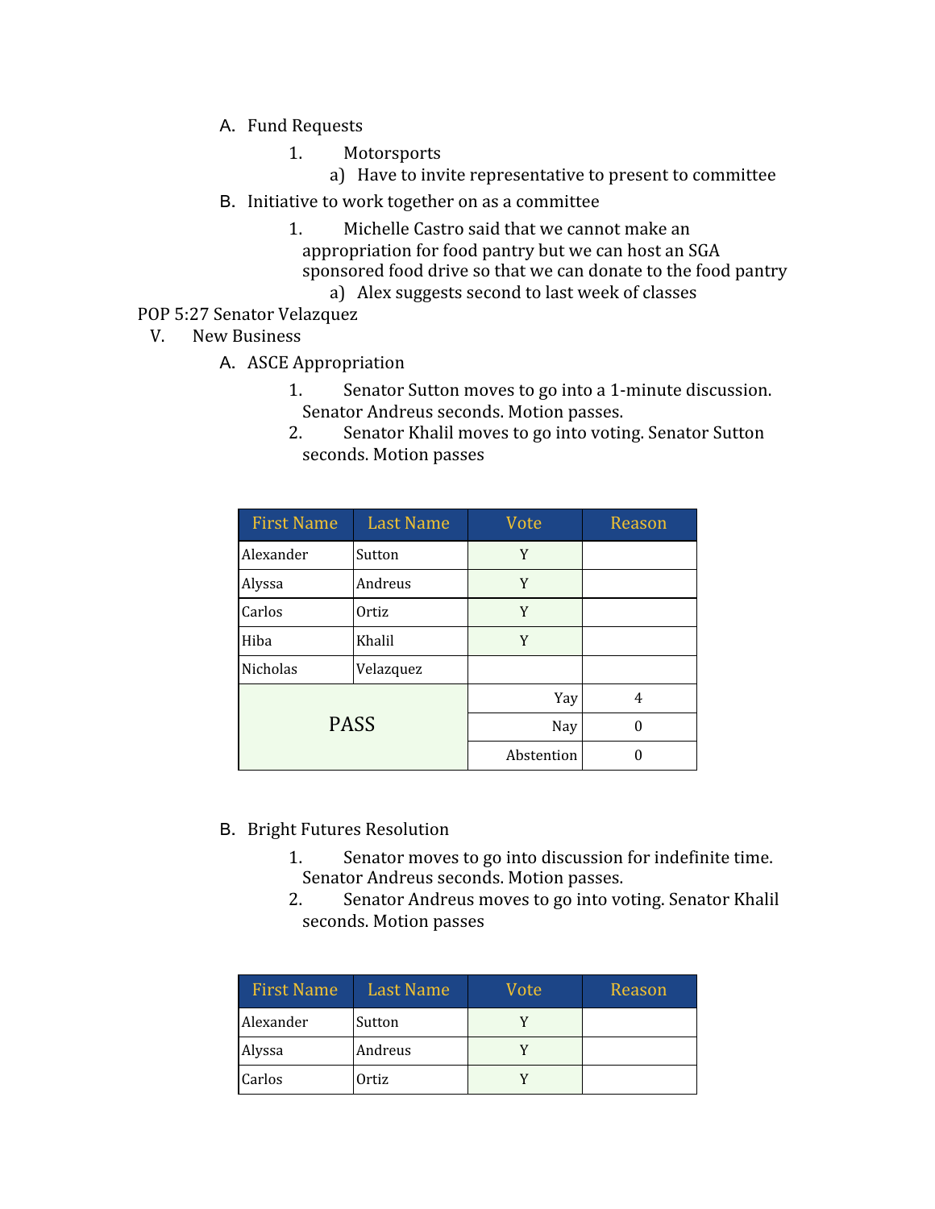A. Fund Requests

   1. Motorsports

      a) Have to invite representative to present to committee

B. Initiative to work together on as a committee

   1. Michelle Castro said that we cannot make an appropriation for food pantry but we can host an SGA sponsored food drive so that we can donate to the food pantry

      a) Alex suggests second to last week of classes

POP 5:27 Senator Velazquez

V. New Business

A. ASCE Appropriation

   1. Senator Sutton moves to go into a 1-minute discussion. Senator Andreus seconds. Motion passes.
   2. Senator Khalil moves to go into voting. Senator Sutton seconds. Motion passes

| First Name | Last Name | Vote | Reason |
|---|---|---|---|
| Alexander | Sutton | Y | |
| Alyssa | Andreus | Y | |
| Carlos | Ortiz | Y | |
| Hiba | Khalil | Y | |
| Nicholas | Velazquez | | |
| PASS | | Yay | 4 |
| | | Nay | 0 |
| | | Abstention | 0 |

B. Bright Futures Resolution

   1. Senator moves to go into discussion for indefinite time. Senator Andreus seconds. Motion passes.
   2. Senator Andreus moves to go into voting. Senator Khalil seconds. Motion passes

| First Name | Last Name | Vote | Reason |
|---|---|---|---|
| Alexander | Sutton | Y | |
| Alyssa | Andreus | Y | |
| Carlos | Ortiz | Y | |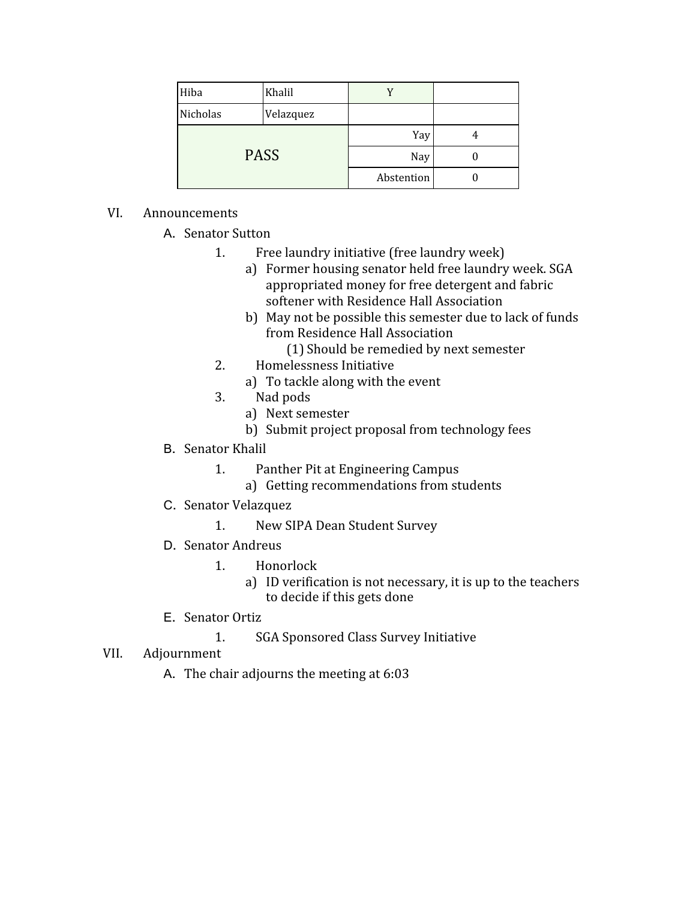| | | | |
|---|---|---|---|
| Hiba | Khalil | Y | |
| Nicholas | Velazquez | | |
| PASS | | Yay | 4 |
| | | Nay | 0 |
| | | Abstention | 0 |

VI. Announcements

A. Senator Sutton

1. Free laundry initiative (free laundry week)

a) Former housing senator held free laundry week. SGA appropriated money for free detergent and fabric softener with Residence Hall Association

b) May not be possible this semester due to lack of funds from Residence Hall Association

(1) Should be remedied by next semester

2. Homelessness Initiative

a) To tackle along with the event

3. Nad pods

a) Next semester

b) Submit project proposal from technology fees

B. Senator Khalil

1. Panther Pit at Engineering Campus

a) Getting recommendations from students

C. Senator Velazquez

1. New SIPA Dean Student Survey

D. Senator Andreus

1. Honorlock

a) ID verification is not necessary, it is up to the teachers to decide if this gets done

E. Senator Ortiz

1. SGA Sponsored Class Survey Initiative

VII. Adjournment

A. The chair adjourns the meeting at 6:03